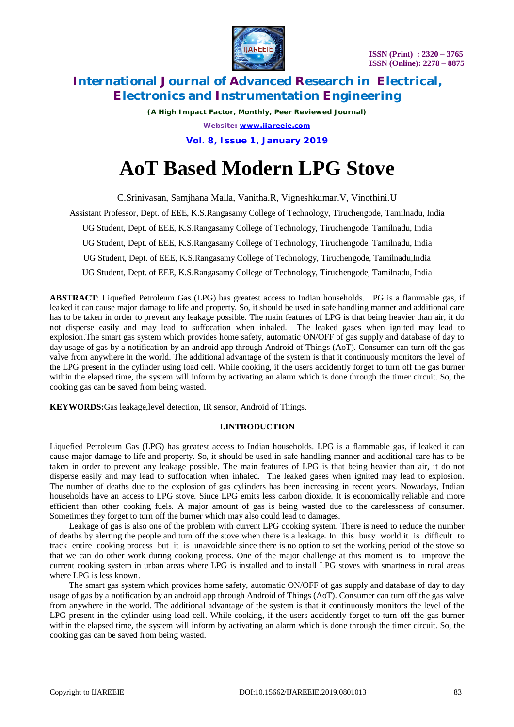# AoT Based Modern LPG Stove

C.Srinivasan, Samjhana Malla, Vanitha.R, Vigneshkumar.V, Vinothini.U

Assistant Professor, Dept. of EEE, K.S.Rangasamy College of Technology, Tiruchengode, Tamilnadu, India

UG Student, Dept. of EEE, K.S.Rangasamy College of Technology, Tiruchengode, Tamilnadu, India

UG Student, Dept. of EEE, K.S.Rangasamy College of Technology, Tiruchengode, Tamilnadu, India

UG Student, Dept. of EEE, K.S.Rangasamy College of Technology, Tiruchengode, Tamilnadu,India

UG Student, Dept. of EEE, K.S.Rangasamy College of Technology, Tiruchengode, Tamilnadu, India

**ABSTRACT**: Liquefied Petroleum Gas (LPG) has greatest access to Indian households. LPG is a flammable gas, if leaked it can cause major damage to life and property. So, it should be used in safe handling manner and additional care has to be taken in order to prevent any leakage possible. The main features of LPG is that being heavier than air, it do not disperse easily and may lead to suffocation when inhaled. The leaked gases when ignited may lead to explosion.The smart gas system which provides home safety, automatic ON/OFF of gas supply and database of day to day usage of gas by a notification by an android app through Android of Things (AoT). Consumer can turn off the gas valve from anywhere in the world. The additional advantage of the system is that it continuously monitors the level of the LPG present in the cylinder using load cell. While cooking, if the users accidently forget to turn off the gas burner within the elapsed time, the system will inform by activating an alarm which is done through the timer circuit. So, the cooking gas can be saved from being wasted.

**KEYWORDS:**Gas leakage,level detection, IR sensor, Android of Things.

## I.INTRODUCTION

Liquefied Petroleum Gas (LPG) has greatest access to Indian households. LPG is a flammable gas, if leaked it can cause major damage to life and property. So, it should be used in safe handling manner and additional care has to be taken in order to prevent any leakage possible. The main features of LPG is that being heavier than air, it do not disperse easily and may lead to suffocation when inhaled. The leaked gases when ignited may lead to explosion. The number of deaths due to the explosion of gas cylinders has been increasing in recent years. Nowadays, Indian households have an access to LPG stove. Since LPG emits less carbon dioxide. It is economically reliable and more efficient than other cooking fuels. A major amount of gas is being wasted due to the carelessness of consumer. Sometimes they forget to turn off the burner which may also could lead to damages.

Leakage of gas is also one of the problem with current LPG cooking system. There is need to reduce the number of deaths by alerting the people and turn off the stove when there is a leakage. In this busy world it is difficult to track entire cooking process but it is unavoidable since there is no option to set the working period of the stove so that we can do other work during cooking process. One of the major challenge at this moment is to improve the current cooking system in urban areas where LPG is installed and to install LPG stoves with smartness in rural areas where LPG is less known.

The smart gas system which provides home safety, automatic ON/OFF of gas supply and database of day to day usage of gas by a notification by an android app through Android of Things (AoT). Consumer can turn off the gas valve from anywhere in the world. The additional advantage of the system is that it continuously monitors the level of the LPG present in the cylinder using load cell. While cooking, if the users accidently forget to turn off the gas burner within the elapsed time, the system will inform by activating an alarm which is done through the timer circuit. So, the cooking gas can be saved from being wasted.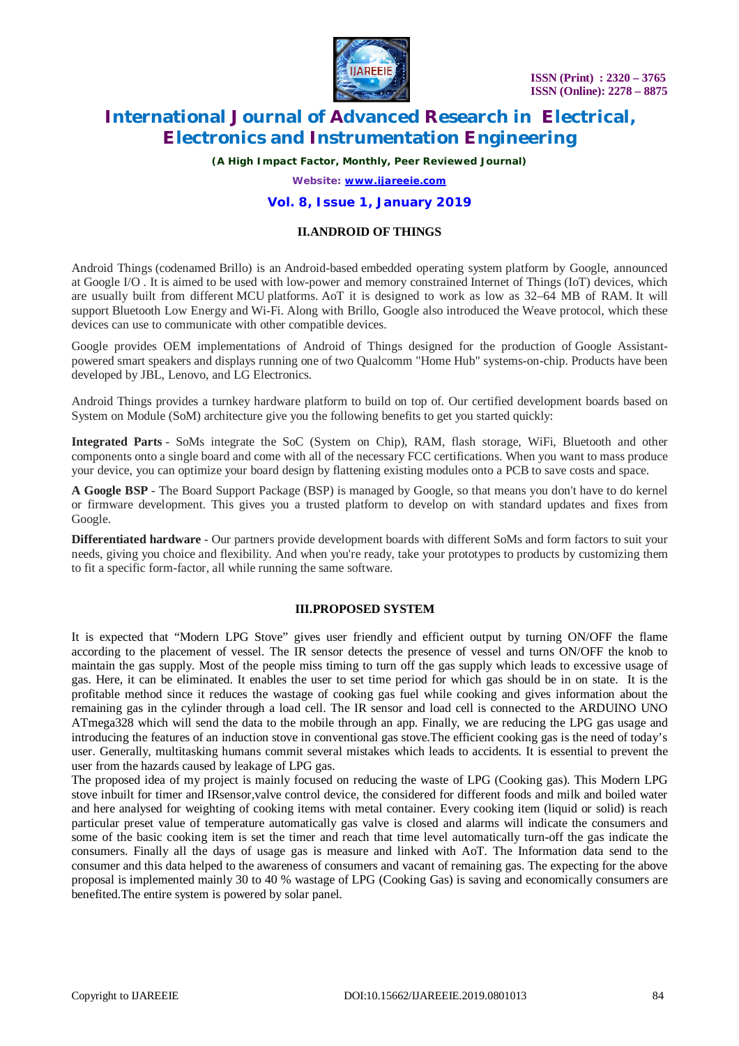## II.ANDROID OF THINGS

Android Things (codenamed Brillo) is an Android-based embedded operating system platform by Google, announced at Google I/O . It is aimed to be used with low-power and memory constrained Internet of Things (IoT) devices, which are usually built from different MCU platforms. AoT it is designed to work as low as 32–64 MB of RAM. It will support Bluetooth Low Energy and Wi-Fi. Along with Brillo, Google also introduced the Weave protocol, which these devices can use to communicate with other compatible devices.

Google provides OEM implementations of Android of Things designed for the production of Google Assistant-powered smart speakers and displays running one of two Qualcomm "Home Hub" systems-on-chip. Products have been developed by JBL, Lenovo, and LG Electronics.

Android Things provides a turnkey hardware platform to build on top of. Our certified development boards based on System on Module (SoM) architecture give you the following benefits to get you started quickly:

**Integrated Parts** - SoMs integrate the SoC (System on Chip), RAM, flash storage, WiFi, Bluetooth and other components onto a single board and come with all of the necessary FCC certifications. When you want to mass produce your device, you can optimize your board design by flattening existing modules onto a PCB to save costs and space.

**A Google BSP** - The Board Support Package (BSP) is managed by Google, so that means you don't have to do kernel or firmware development. This gives you a trusted platform to develop on with standard updates and fixes from Google.

**Differentiated hardware** - Our partners provide development boards with different SoMs and form factors to suit your needs, giving you choice and flexibility. And when you're ready, take your prototypes to products by customizing them to fit a specific form-factor, all while running the same software.

## III.PROPOSED SYSTEM

It is expected that "Modern LPG Stove" gives user friendly and efficient output by turning ON/OFF the flame according to the placement of vessel. The IR sensor detects the presence of vessel and turns ON/OFF the knob to maintain the gas supply. Most of the people miss timing to turn off the gas supply which leads to excessive usage of gas. Here, it can be eliminated. It enables the user to set time period for which gas should be in on state. It is the profitable method since it reduces the wastage of cooking gas fuel while cooking and gives information about the remaining gas in the cylinder through a load cell. The IR sensor and load cell is connected to the ARDUINO UNO ATmega328 which will send the data to the mobile through an app. Finally, we are reducing the LPG gas usage and introducing the features of an induction stove in conventional gas stove.The efficient cooking gas is the need of today's user. Generally, multitasking humans commit several mistakes which leads to accidents. It is essential to prevent the user from the hazards caused by leakage of LPG gas.

The proposed idea of my project is mainly focused on reducing the waste of LPG (Cooking gas). This Modern LPG stove inbuilt for timer and IRsensor,valve control device, the considered for different foods and milk and boiled water and here analysed for weighting of cooking items with metal container. Every cooking item (liquid or solid) is reach particular preset value of temperature automatically gas valve is closed and alarms will indicate the consumers and some of the basic cooking item is set the timer and reach that time level automatically turn-off the gas indicate the consumers. Finally all the days of usage gas is measure and linked with AoT. The Information data send to the consumer and this data helped to the awareness of consumers and vacant of remaining gas. The expecting for the above proposal is implemented mainly 30 to 40 % wastage of LPG (Cooking Gas) is saving and economically consumers are benefited.The entire system is powered by solar panel.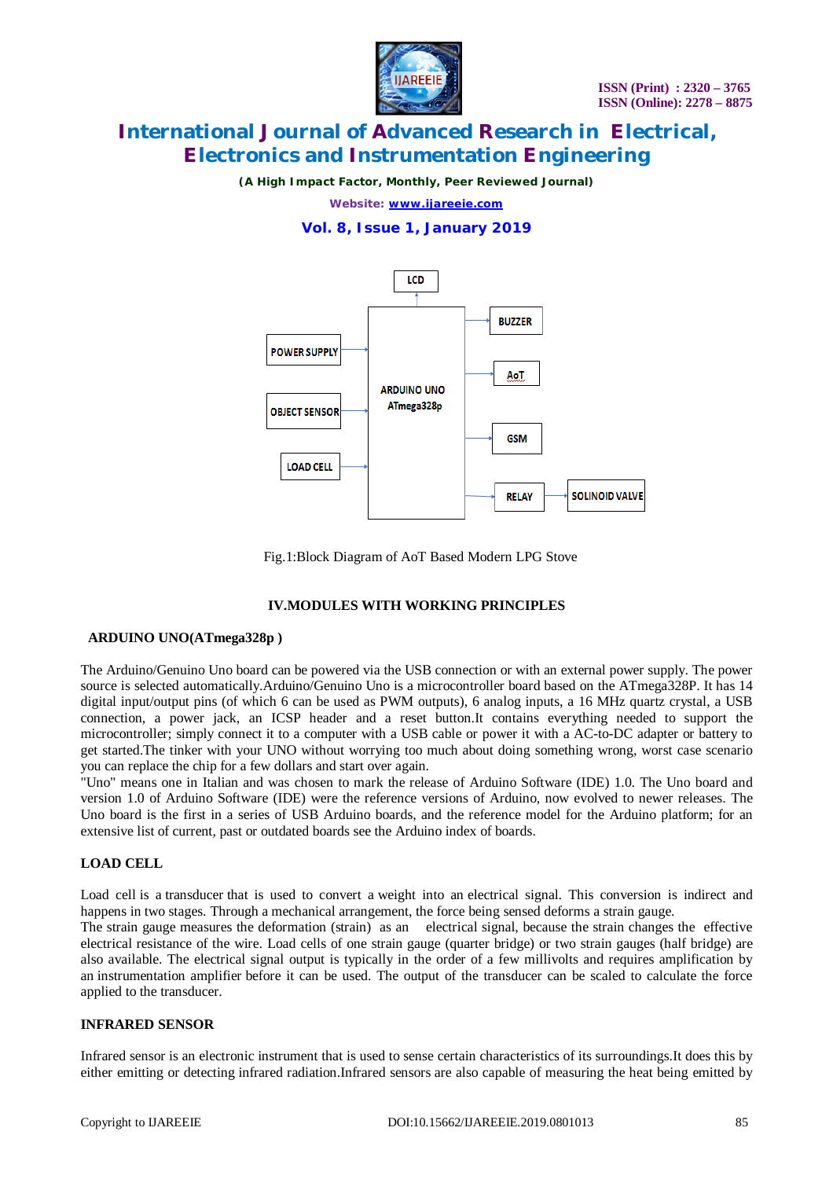Fig.1:Block Diagram of AoT Based Modern LPG Stove

## IV.MODULES WITH WORKING PRINCIPLES

### ARDUINO UNO(ATmega328p )

The Arduino/Genuino Uno board can be powered via the USB connection or with an external power supply. The power source is selected automatically.Arduino/Genuino Uno is a microcontroller board based on the ATmega328P. It has 14 digital input/output pins (of which 6 can be used as PWM outputs), 6 analog inputs, a 16 MHz quartz crystal, a USB connection, a power jack, an ICSP header and a reset button.It contains everything needed to support the microcontroller; simply connect it to a computer with a USB cable or power it with a AC-to-DC adapter or battery to get started.The tinker with your UNO without worrying too much about doing something wrong, worst case scenario you can replace the chip for a few dollars and start over again.

"Uno" means one in Italian and was chosen to mark the release of Arduino Software (IDE) 1.0. The Uno board and version 1.0 of Arduino Software (IDE) were the reference versions of Arduino, now evolved to newer releases. The Uno board is the first in a series of USB Arduino boards, and the reference model for the Arduino platform; for an extensive list of current, past or outdated boards see the Arduino index of boards.

### LOAD CELL

Load cell is a transducer that is used to convert a weight into an electrical signal. This conversion is indirect and happens in two stages. Through a mechanical arrangement, the force being sensed deforms a strain gauge.

The strain gauge measures the deformation (strain) as an electrical signal, because the strain changes the effective electrical resistance of the wire. Load cells of one strain gauge (quarter bridge) or two strain gauges (half bridge) are also available. The electrical signal output is typically in the order of a few millivolts and requires amplification by an instrumentation amplifier before it can be used. The output of the transducer can be scaled to calculate the force applied to the transducer.

### INFRARED SENSOR

Infrared sensor is an electronic instrument that is used to sense certain characteristics of its surroundings.It does this by either emitting or detecting infrared radiation.Infrared sensors are also capable of measuring the heat being emitted by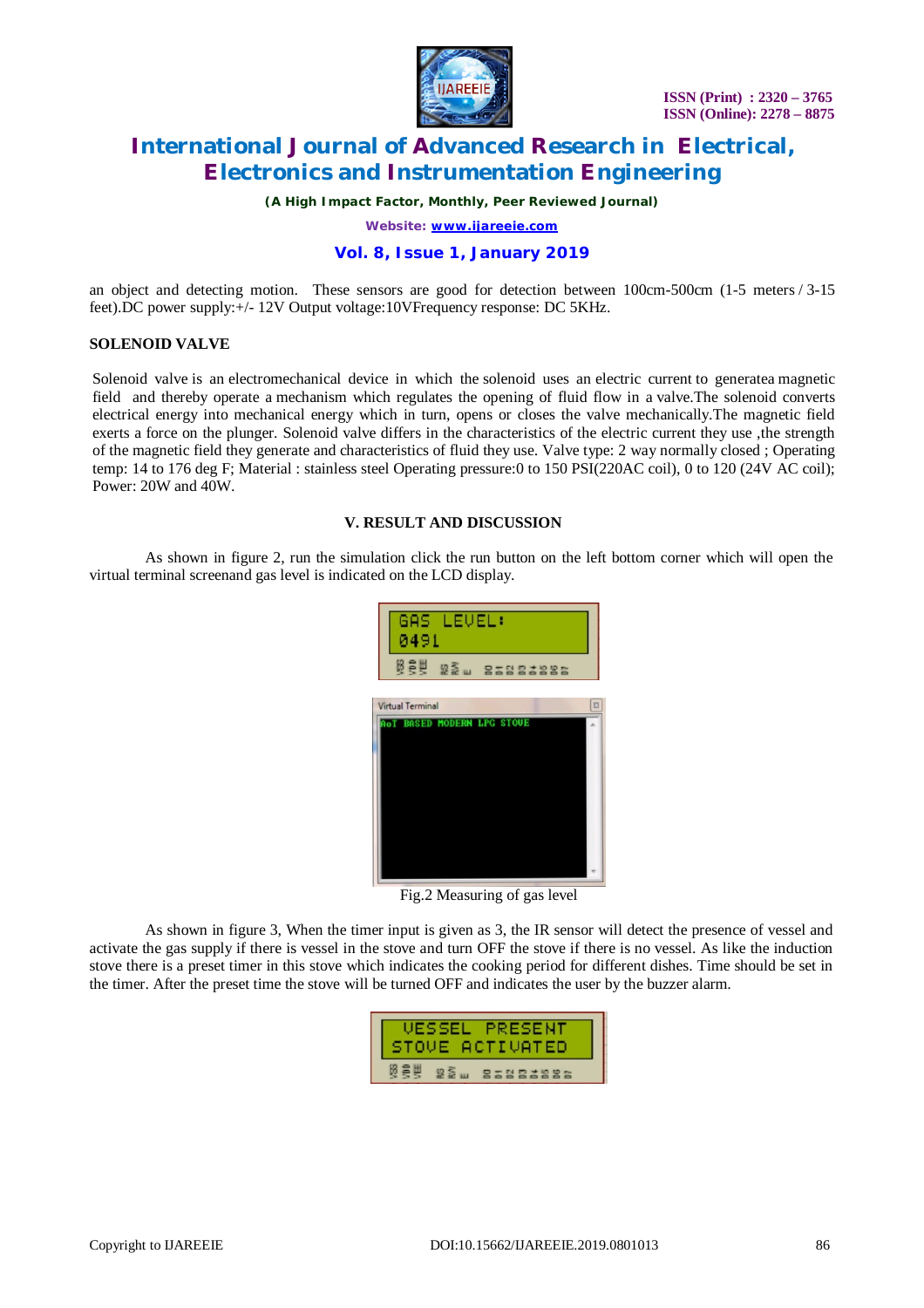an object and detecting motion. These sensors are good for detection between 100cm-500cm (1-5 meters / 3-15 feet).DC power supply:+/- 12V Output voltage:10VFrequency response: DC 5KHz.

**SOLENOID VALVE**

Solenoid valve is an electromechanical device in which the solenoid uses an electric current to generatea magnetic field and thereby operate a mechanism which regulates the opening of fluid flow in a valve.The solenoid converts electrical energy into mechanical energy which in turn, opens or closes the valve mechanically.The magnetic field exerts a force on the plunger. Solenoid valve differs in the characteristics of the electric current they use ,the strength of the magnetic field they generate and characteristics of fluid they use. Valve type: 2 way normally closed ; Operating temp: 14 to 176 deg F; Material : stainless steel Operating pressure:0 to 150 PSI(220AC coil), 0 to 120 (24V AC coil); Power: 20W and 40W.

## V. RESULT AND DISCUSSION

As shown in figure 2, run the simulation click the run button on the left bottom corner which will open the virtual terminal screenand gas level is indicated on the LCD display.

Fig.2 Measuring of gas level

As shown in figure 3, When the timer input is given as 3, the IR sensor will detect the presence of vessel and activate the gas supply if there is vessel in the stove and turn OFF the stove if there is no vessel. As like the induction stove there is a preset timer in this stove which indicates the cooking period for different dishes. Time should be set in the timer. After the preset time the stove will be turned OFF and indicates the user by the buzzer alarm.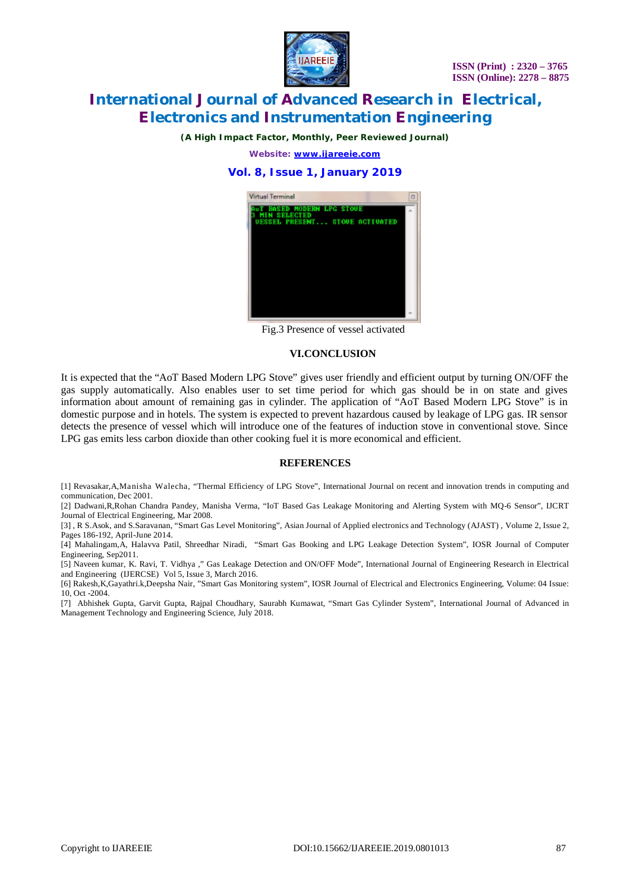Fig.3 Presence of vessel activated

## VI.CONCLUSION

It is expected that the "AoT Based Modern LPG Stove" gives user friendly and efficient output by turning ON/OFF the gas supply automatically. Also enables user to set time period for which gas should be in on state and gives information about amount of remaining gas in cylinder. The application of "AoT Based Modern LPG Stove" is in domestic purpose and in hotels. The system is expected to prevent hazardous caused by leakage of LPG gas. IR sensor detects the presence of vessel which will introduce one of the features of induction stove in conventional stove. Since LPG gas emits less carbon dioxide than other cooking fuel it is more economical and efficient.

## REFERENCES

[1] Revasakar,A,Manisha Walecha, "Thermal Efficiency of LPG Stove", International Journal on recent and innovation trends in computing and communication, Dec 2001.

[2] Dadwani,R,Rohan Chandra Pandey, Manisha Verma, "IoT Based Gas Leakage Monitoring and Alerting System with MQ-6 Sensor", IJCRT Journal of Electrical Engineering, Mar 2008.

[3] , R S.Asok, and S.Saravanan, "Smart Gas Level Monitoring", Asian Journal of Applied electronics and Technology (AJAST) , Volume 2, Issue 2, Pages 186-192, April-June 2014.

[4] Mahalingam,A, Halavva Patil, Shreedhar Niradi, "Smart Gas Booking and LPG Leakage Detection System", IOSR Journal of Computer Engineering, Sep2011.

[5] Naveen kumar, K. Ravi, T. Vidhya ," Gas Leakage Detection and ON/OFF Mode", International Journal of Engineering Research in Electrical and Engineering (IJERCSE) Vol 5, Issue 3, March 2016.

[6] Rakesh,K,Gayathri.k,Deepsha Nair, "Smart Gas Monitoring system", IOSR Journal of Electrical and Electronics Engineering, Volume: 04 Issue: 10, Oct -2004.

[7] Abhishek Gupta, Garvit Gupta, Rajpal Choudhary, Saurabh Kumawat, "Smart Gas Cylinder System", International Journal of Advanced in Management Technology and Engineering Science, July 2018.